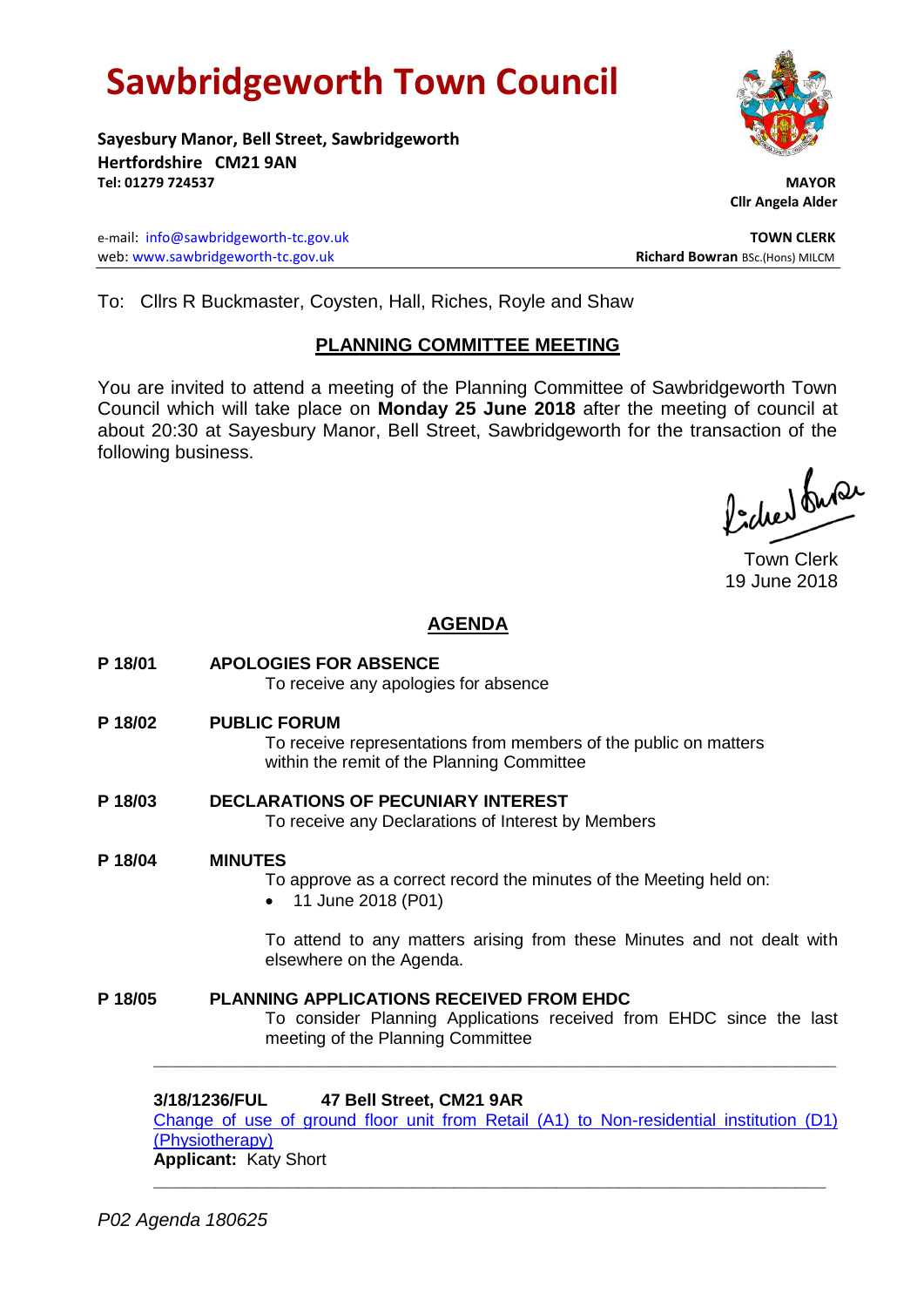# Sawbridgeworth Town Council

**Sayesbury Manor, Bell Street, Sawbridgeworth**
**Hertfordshire CM21 9AN**
**Tel: 01279 724537**

**MAYOR**
**Cllr Angela Alder**

e-mail: info@sawbridgeworth-tc.gov.uk
web: www.sawbridgeworth-tc.gov.uk

**TOWN CLERK**
**Richard Bowran** BSc.(Hons) MILCM

To: Cllrs R Buckmaster, Coysten, Hall, Riches, Royle and Shaw

## PLANNING COMMITTEE MEETING

You are invited to attend a meeting of the Planning Committee of Sawbridgeworth Town Council which will take place on **Monday 25 June 2018** after the meeting of council at about 20:30 at Sayesbury Manor, Bell Street, Sawbridgeworth for the transaction of the following business.

Town Clerk
19 June 2018

## AGENDA

**P 18/01 APOLOGIES FOR ABSENCE**
To receive any apologies for absence

**P 18/02 PUBLIC FORUM**
To receive representations from members of the public on matters within the remit of the Planning Committee

**P 18/03 DECLARATIONS OF PECUNIARY INTEREST**
To receive any Declarations of Interest by Members

**P 18/04 MINUTES**
To approve as a correct record the minutes of the Meeting held on:

- 11 June 2018 (P01)

To attend to any matters arising from these Minutes and not dealt with elsewhere on the Agenda.

**P 18/05 PLANNING APPLICATIONS RECEIVED FROM EHDC**
To consider Planning Applications received from EHDC since the last meeting of the Planning Committee

---

**3/18/1236/FUL 47 Bell Street, CM21 9AR**
Change of use of ground floor unit from Retail (A1) to Non-residential institution (D1) (Physiotherapy)
**Applicant:** Katy Short

---

*P02 Agenda 180625*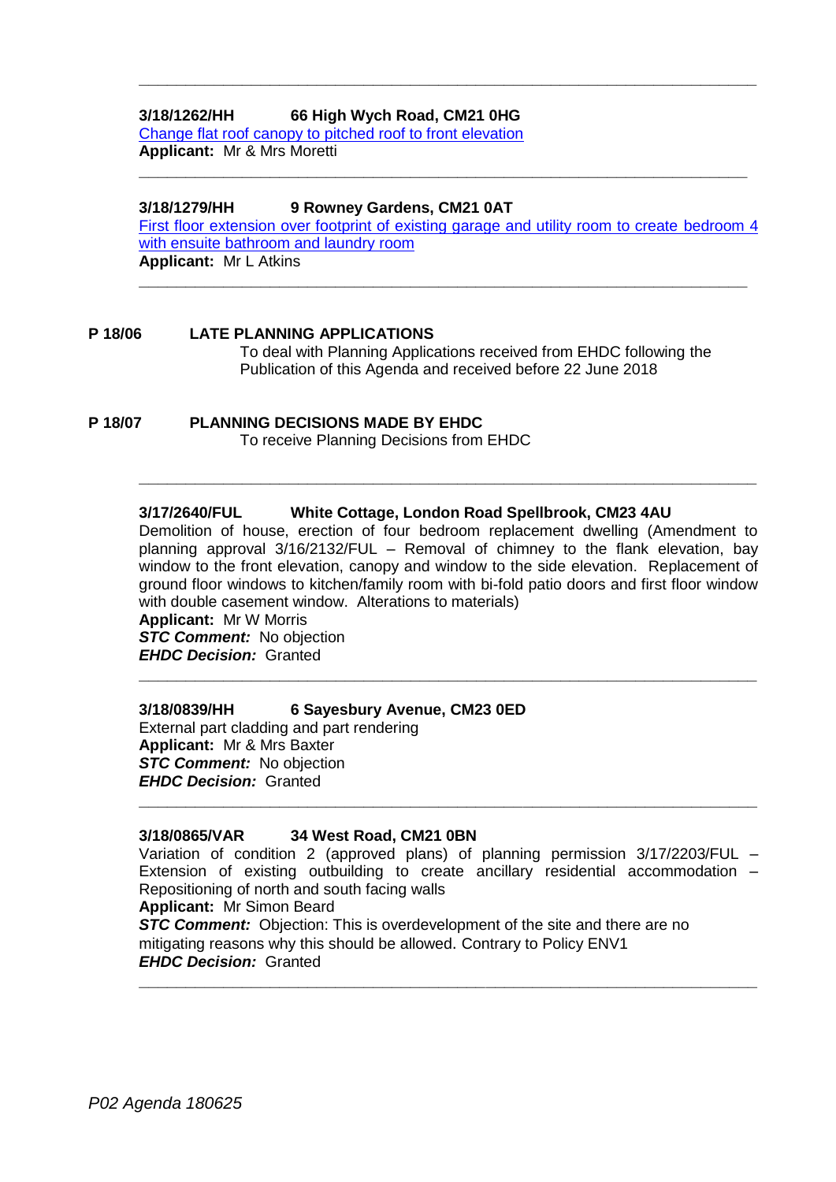---

**3/18/1262/HH 66 High Wych Road, CM21 0HG**
Change flat roof canopy to pitched roof to front elevation
**Applicant:** Mr & Mrs Moretti

---

**3/18/1279/HH 9 Rowney Gardens, CM21 0AT**
First floor extension over footprint of existing garage and utility room to create bedroom 4 with ensuite bathroom and laundry room
**Applicant:** Mr L Atkins

---

**P 18/06 LATE PLANNING APPLICATIONS**

To deal with Planning Applications received from EHDC following the Publication of this Agenda and received before 22 June 2018

**P 18/07 PLANNING DECISIONS MADE BY EHDC**

To receive Planning Decisions from EHDC

---

**3/17/2640/FUL White Cottage, London Road Spellbrook, CM23 4AU**
Demolition of house, erection of four bedroom replacement dwelling (Amendment to planning approval 3/16/2132/FUL – Removal of chimney to the flank elevation, bay window to the front elevation, canopy and window to the side elevation. Replacement of ground floor windows to kitchen/family room with bi-fold patio doors and first floor window with double casement window. Alterations to materials)
**Applicant:** Mr W Morris
***STC Comment:*** No objection
***EHDC Decision:*** Granted

---

**3/18/0839/HH 6 Sayesbury Avenue, CM23 0ED**
External part cladding and part rendering
**Applicant:** Mr & Mrs Baxter
***STC Comment:*** No objection
***EHDC Decision:*** Granted

---

**3/18/0865/VAR 34 West Road, CM21 0BN**
Variation of condition 2 (approved plans) of planning permission 3/17/2203/FUL – Extension of existing outbuilding to create ancillary residential accommodation – Repositioning of north and south facing walls
**Applicant:** Mr Simon Beard
***STC Comment:*** Objection: This is overdevelopment of the site and there are no mitigating reasons why this should be allowed. Contrary to Policy ENV1
***EHDC Decision:*** Granted

---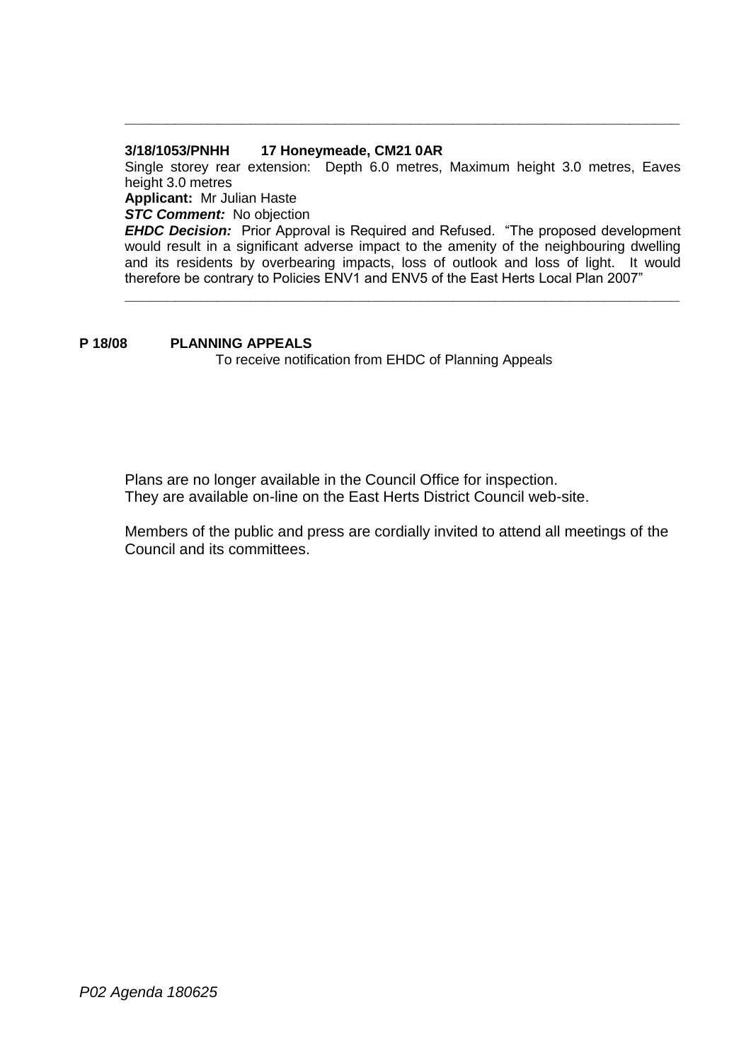---

**3/18/1053/PNHH 17 Honeymeade, CM21 0AR**

Single storey rear extension: Depth 6.0 metres, Maximum height 3.0 metres, Eaves height 3.0 metres

**Applicant:** Mr Julian Haste

***STC Comment:*** No objection

***EHDC Decision:*** Prior Approval is Required and Refused. "The proposed development would result in a significant adverse impact to the amenity of the neighbouring dwelling and its residents by overbearing impacts, loss of outlook and loss of light. It would therefore be contrary to Policies ENV1 and ENV5 of the East Herts Local Plan 2007"

---

**P 18/08 PLANNING APPEALS**

To receive notification from EHDC of Planning Appeals

Plans are no longer available in the Council Office for inspection.
They are available on-line on the East Herts District Council web-site.

Members of the public and press are cordially invited to attend all meetings of the Council and its committees.